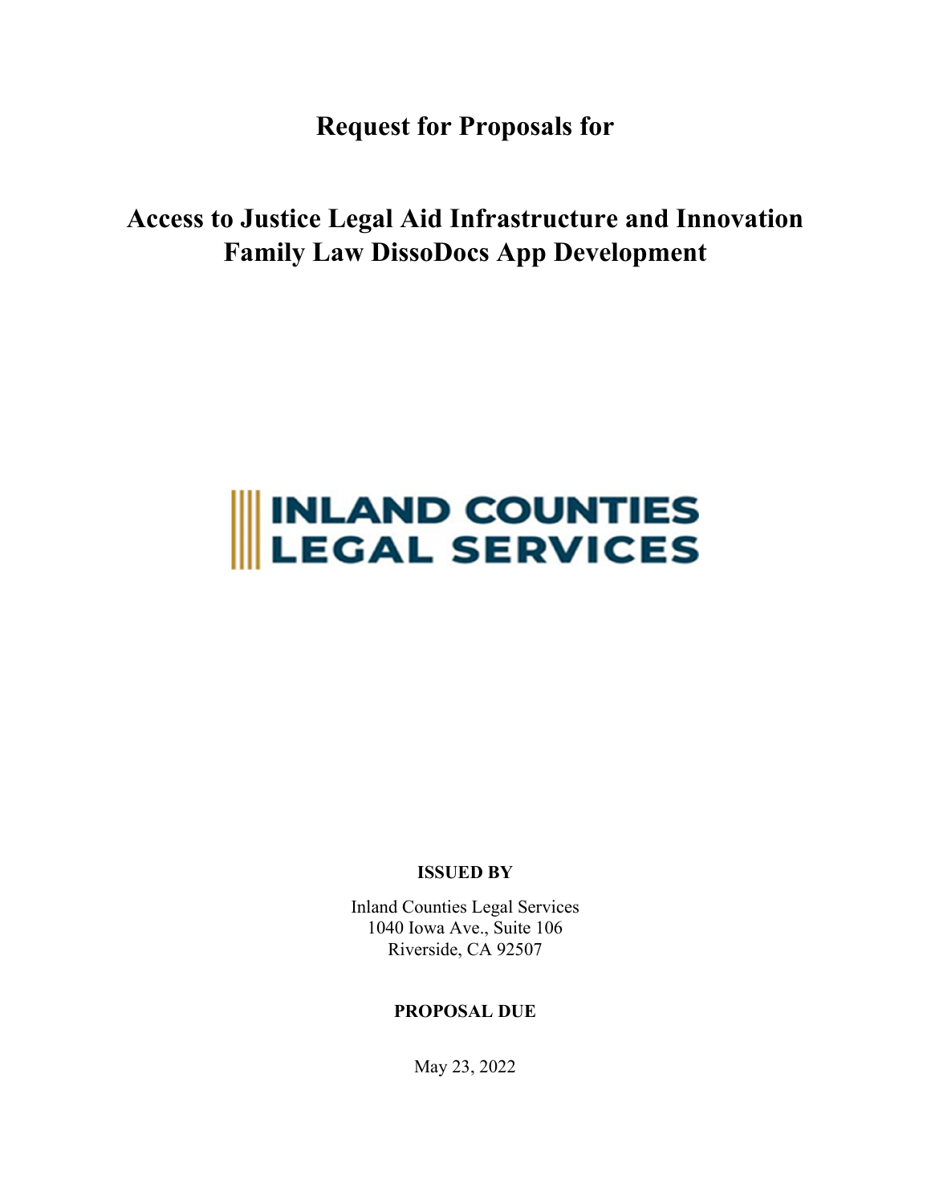# Request for Proposals for

# Access to Justice Legal Aid Infrastructure and Innovation Family Law DissoDocs App Development

INLAND COUNTIES LEGAL SERVICES

**ISSUED BY**

Inland Counties Legal Services
1040 Iowa Ave., Suite 106
Riverside, CA 92507

**PROPOSAL DUE**

May 23, 2022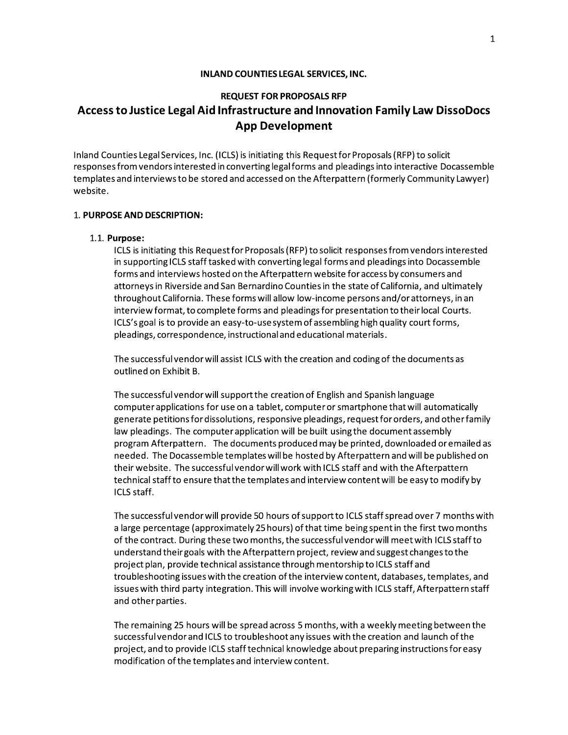**INLAND COUNTIES LEGAL SERVICES, INC.**

**REQUEST FOR PROPOSALS RFP**

# Access to Justice Legal Aid Infrastructure and Innovation Family Law DissoDocs App Development

Inland Counties Legal Services, Inc. (ICLS) is initiating this Request for Proposals (RFP) to solicit responses from vendors interested in converting legal forms and pleadings into interactive Docassemble templates and interviews to be stored and accessed on the Afterpattern (formerly Community Lawyer) website.

## 1. PURPOSE AND DESCRIPTION:

### 1.1. Purpose:

ICLS is initiating this Request for Proposals (RFP) to solicit responses from vendors interested in supporting ICLS staff tasked with converting legal forms and pleadings into Docassemble forms and interviews hosted on the Afterpattern website for access by consumers and attorneys in Riverside and San Bernardino Counties in the state of California, and ultimately throughout California. These forms will allow low-income persons and/or attorneys, in an interview format, to complete forms and pleadings for presentation to their local Courts. ICLS's goal is to provide an easy-to-use system of assembling high quality court forms, pleadings, correspondence, instructional and educational materials.

The successful vendor will assist ICLS with the creation and coding of the documents as outlined on Exhibit B.

The successful vendor will support the creation of English and Spanish language computer applications for use on a tablet, computer or smartphone that will automatically generate petitions for dissolutions, responsive pleadings, request for orders, and other family law pleadings. The computer application will be built using the document assembly program Afterpattern. The documents produced may be printed, downloaded or emailed as needed. The Docassemble templates will be hosted by Afterpattern and will be published on their website. The successful vendor will work with ICLS staff and with the Afterpattern technical staff to ensure that the templates and interview content will be easy to modify by ICLS staff.

The successful vendor will provide 50 hours of support to ICLS staff spread over 7 months with a large percentage (approximately 25 hours) of that time being spent in the first two months of the contract. During these two months, the successful vendor will meet with ICLS staff to understand their goals with the Afterpattern project, review and suggest changes to the project plan, provide technical assistance through mentorship to ICLS staff and troubleshooting issues with the creation of the interview content, databases, templates, and issues with third party integration. This will involve working with ICLS staff, Afterpattern staff and other parties.

The remaining 25 hours will be spread across 5 months, with a weekly meeting between the successful vendor and ICLS to troubleshoot any issues with the creation and launch of the project, and to provide ICLS staff technical knowledge about preparing instructions for easy modification of the templates and interview content.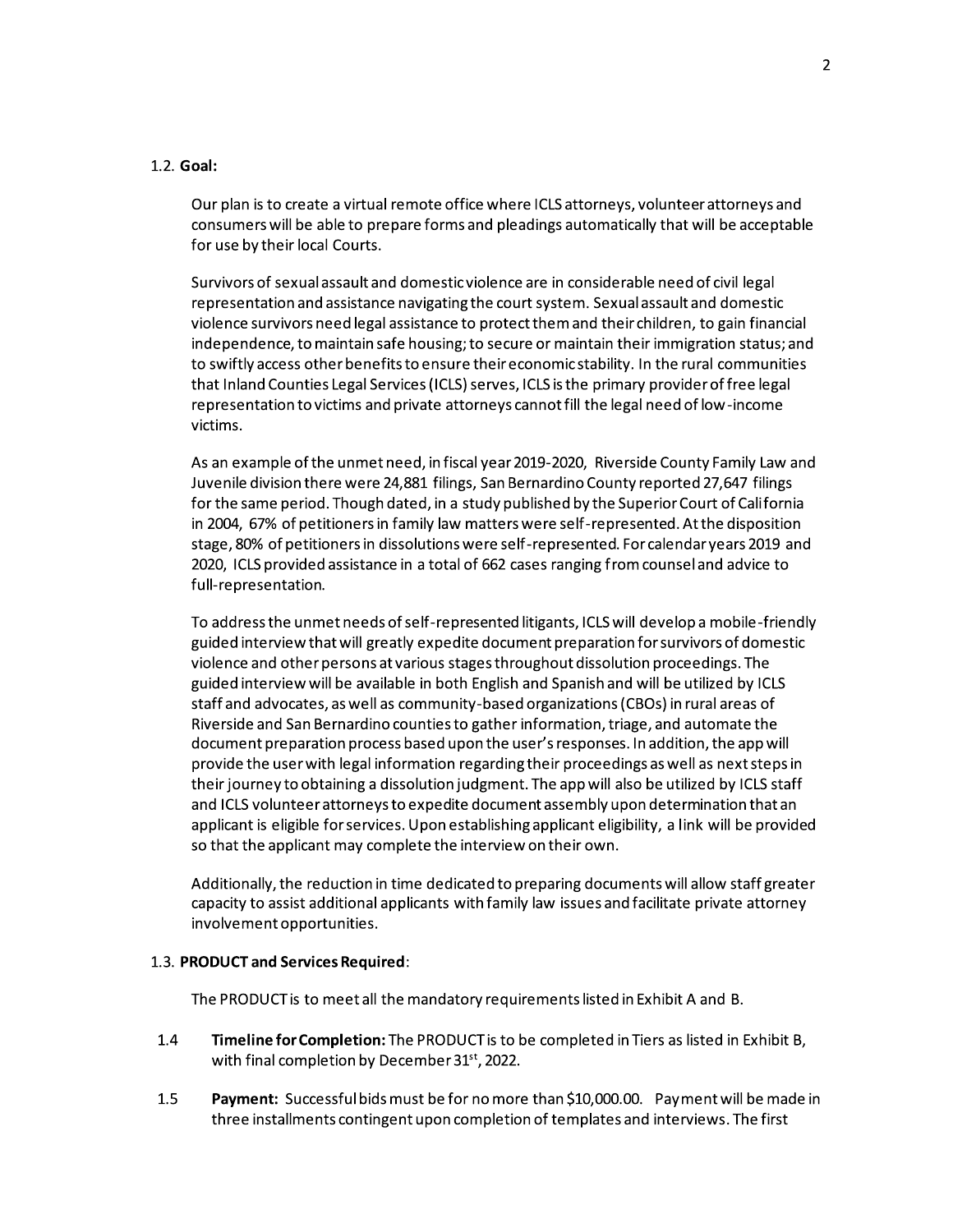1.2. **Goal:**

Our plan is to create a virtual remote office where ICLS attorneys, volunteer attorneys and consumers will be able to prepare forms and pleadings automatically that will be acceptable for use by their local Courts.

Survivors of sexual assault and domestic violence are in considerable need of civil legal representation and assistance navigating the court system. Sexual assault and domestic violence survivors need legal assistance to protect them and their children, to gain financial independence, to maintain safe housing; to secure or maintain their immigration status; and to swiftly access other benefits to ensure their economic stability. In the rural communities that Inland Counties Legal Services (ICLS) serves, ICLS is the primary provider of free legal representation to victims and private attorneys cannot fill the legal need of low-income victims.

As an example of the unmet need, in fiscal year 2019-2020, Riverside County Family Law and Juvenile division there were 24,881 filings, San Bernardino County reported 27,647 filings for the same period. Though dated, in a study published by the Superior Court of California in 2004, 67% of petitioners in family law matters were self-represented. At the disposition stage, 80% of petitioners in dissolutions were self-represented. For calendar years 2019 and 2020, ICLS provided assistance in a total of 662 cases ranging from counsel and advice to full-representation.

To address the unmet needs of self-represented litigants, ICLS will develop a mobile-friendly guided interview that will greatly expedite document preparation for survivors of domestic violence and other persons at various stages throughout dissolution proceedings. The guided interview will be available in both English and Spanish and will be utilized by ICLS staff and advocates, as well as community-based organizations (CBOs) in rural areas of Riverside and San Bernardino counties to gather information, triage, and automate the document preparation process based upon the user's responses. In addition, the app will provide the user with legal information regarding their proceedings as well as next steps in their journey to obtaining a dissolution judgment. The app will also be utilized by ICLS staff and ICLS volunteer attorneys to expedite document assembly upon determination that an applicant is eligible for services. Upon establishing applicant eligibility, a link will be provided so that the applicant may complete the interview on their own.

Additionally, the reduction in time dedicated to preparing documents will allow staff greater capacity to assist additional applicants with family law issues and facilitate private attorney involvement opportunities.

1.3. **PRODUCT and Services Required**:

The PRODUCT is to meet all the mandatory requirements listed in Exhibit A and B.

1.4 **Timeline for Completion:** The PRODUCT is to be completed in Tiers as listed in Exhibit B, with final completion by December 31st, 2022.

1.5 **Payment:** Successful bids must be for no more than $10,000.00. Payment will be made in three installments contingent upon completion of templates and interviews. The first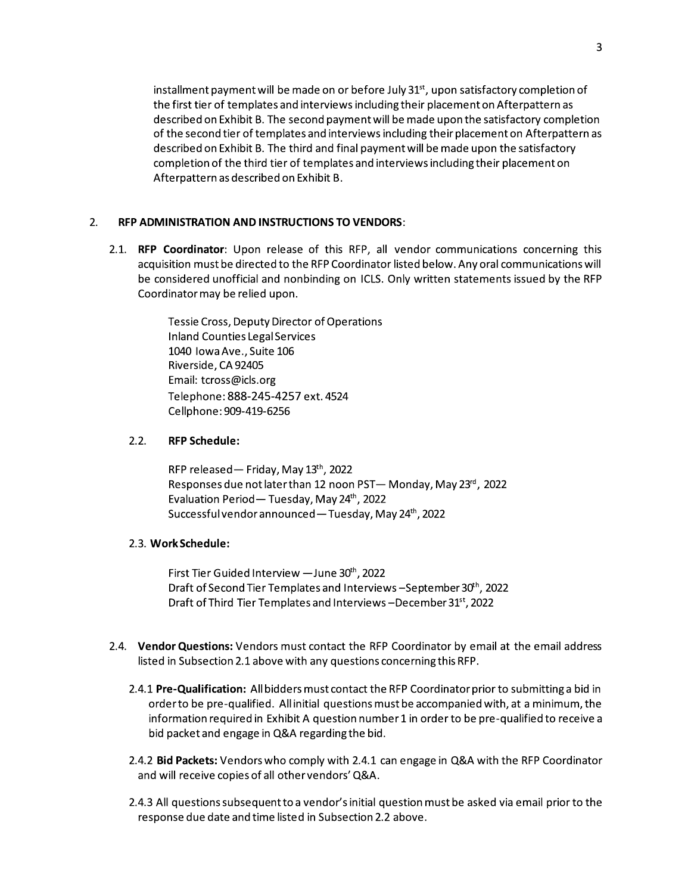installment payment will be made on or before July 31st, upon satisfactory completion of the first tier of templates and interviews including their placement on Afterpattern as described on Exhibit B. The second payment will be made upon the satisfactory completion of the second tier of templates and interviews including their placement on Afterpattern as described on Exhibit B. The third and final payment will be made upon the satisfactory completion of the third tier of templates and interviews including their placement on Afterpattern as described on Exhibit B.

## 2. RFP ADMINISTRATION AND INSTRUCTIONS TO VENDORS:

2.1. **RFP Coordinator**: Upon release of this RFP, all vendor communications concerning this acquisition must be directed to the RFP Coordinator listed below. Any oral communications will be considered unofficial and nonbinding on ICLS. Only written statements issued by the RFP Coordinator may be relied upon.

Tessie Cross, Deputy Director of Operations
Inland Counties Legal Services
1040 Iowa Ave., Suite 106
Riverside, CA 92405
Email: tcross@icls.org
Telephone: 888-245-4257 ext. 4524
Cellphone: 909-419-6256

2.2. **RFP Schedule:**

RFP released— Friday, May 13th, 2022
Responses due not later than 12 noon PST— Monday, May 23rd, 2022
Evaluation Period— Tuesday, May 24th, 2022
Successful vendor announced—Tuesday, May 24th, 2022

2.3. **Work Schedule:**

First Tier Guided Interview —June 30th, 2022
Draft of Second Tier Templates and Interviews –September 30th, 2022
Draft of Third Tier Templates and Interviews –December 31st, 2022

2.4. **Vendor Questions:** Vendors must contact the RFP Coordinator by email at the email address listed in Subsection 2.1 above with any questions concerning this RFP.

2.4.1 **Pre-Qualification:** All bidders must contact the RFP Coordinator prior to submitting a bid in order to be pre-qualified. All initial questions must be accompanied with, at a minimum, the information required in Exhibit A question number 1 in order to be pre-qualified to receive a bid packet and engage in Q&A regarding the bid.

2.4.2 **Bid Packets:** Vendors who comply with 2.4.1 can engage in Q&A with the RFP Coordinator and will receive copies of all other vendors' Q&A.

2.4.3 All questions subsequent to a vendor's initial question must be asked via email prior to the response due date and time listed in Subsection 2.2 above.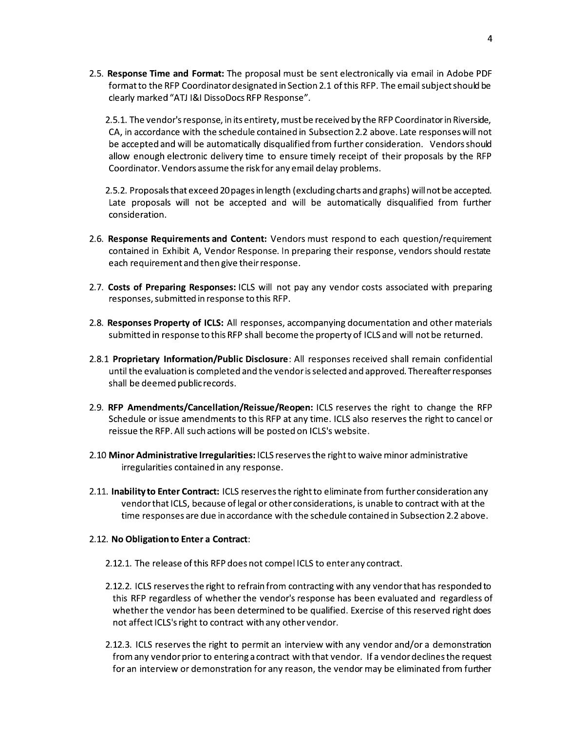2.5. **Response Time and Format:** The proposal must be sent electronically via email in Adobe PDF format to the RFP Coordinator designated in Section 2.1 of this RFP. The email subject should be clearly marked "ATJ I&I DissoDocs RFP Response".

2.5.1. The vendor's response, in its entirety, must be received by the RFP Coordinator in Riverside, CA, in accordance with the schedule contained in Subsection 2.2 above. Late responses will not be accepted and will be automatically disqualified from further consideration. Vendors should allow enough electronic delivery time to ensure timely receipt of their proposals by the RFP Coordinator. Vendors assume the risk for any email delay problems.

2.5.2. Proposals that exceed 20 pages in length (excluding charts and graphs) will not be accepted. Late proposals will not be accepted and will be automatically disqualified from further consideration.

2.6. **Response Requirements and Content:** Vendors must respond to each question/requirement contained in Exhibit A, Vendor Response. In preparing their response, vendors should restate each requirement and then give their response.

2.7. **Costs of Preparing Responses:** ICLS will not pay any vendor costs associated with preparing responses, submitted in response to this RFP.

2.8. **Responses Property of ICLS:** All responses, accompanying documentation and other materials submitted in response to this RFP shall become the property of ICLS and will not be returned.

2.8.1 **Proprietary Information/Public Disclosure**: All responses received shall remain confidential until the evaluation is completed and the vendor is selected and approved. Thereafter responses shall be deemed public records.

2.9. **RFP Amendments/Cancellation/Reissue/Reopen:** ICLS reserves the right to change the RFP Schedule or issue amendments to this RFP at any time. ICLS also reserves the right to cancel or reissue the RFP. All such actions will be posted on ICLS's website.

2.10 **Minor Administrative Irregularities:** ICLS reserves the right to waive minor administrative irregularities contained in any response.

2.11. **Inability to Enter Contract:** ICLS reserves the right to eliminate from further consideration any vendor that ICLS, because of legal or other considerations, is unable to contract with at the time responses are due in accordance with the schedule contained in Subsection 2.2 above.

2.12. **No Obligation to Enter a Contract**:

2.12.1. The release of this RFP does not compel ICLS to enter any contract.

2.12.2. ICLS reserves the right to refrain from contracting with any vendor that has responded to this RFP regardless of whether the vendor's response has been evaluated and regardless of whether the vendor has been determined to be qualified. Exercise of this reserved right does not affect ICLS's right to contract with any other vendor.

2.12.3. ICLS reserves the right to permit an interview with any vendor and/or a demonstration from any vendor prior to entering a contract with that vendor. If a vendor declines the request for an interview or demonstration for any reason, the vendor may be eliminated from further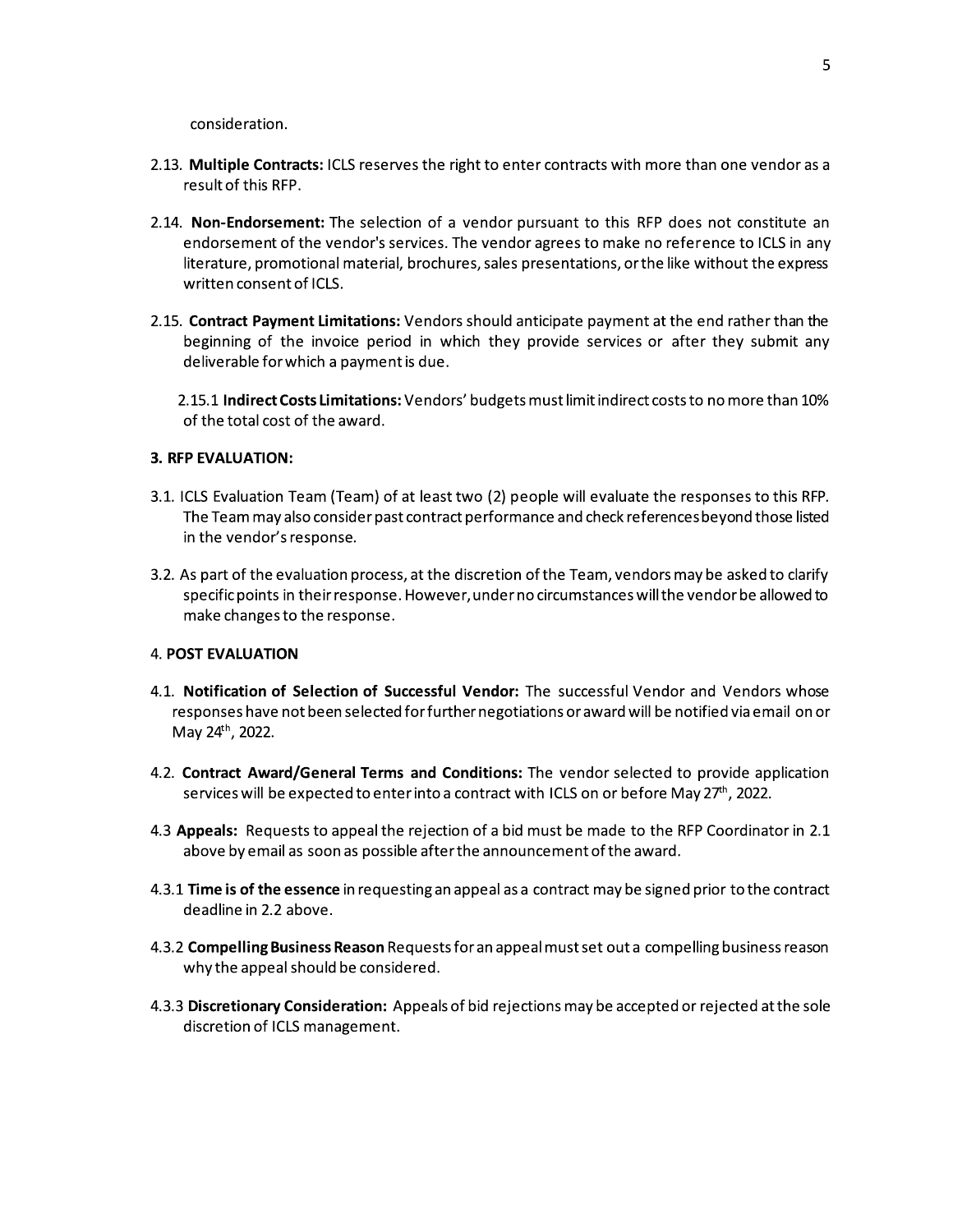consideration.

2.13. **Multiple Contracts:** ICLS reserves the right to enter contracts with more than one vendor as a result of this RFP.

2.14. **Non-Endorsement:** The selection of a vendor pursuant to this RFP does not constitute an endorsement of the vendor's services. The vendor agrees to make no reference to ICLS in any literature, promotional material, brochures, sales presentations, or the like without the express written consent of ICLS.

2.15. **Contract Payment Limitations:** Vendors should anticipate payment at the end rather than the beginning of the invoice period in which they provide services or after they submit any deliverable for which a payment is due.

2.15.1 **Indirect Costs Limitations:** Vendors' budgets must limit indirect costs to no more than 10% of the total cost of the award.

**3. RFP EVALUATION:**

3.1. ICLS Evaluation Team (Team) of at least two (2) people will evaluate the responses to this RFP. The Team may also consider past contract performance and check references beyond those listed in the vendor's response.

3.2. As part of the evaluation process, at the discretion of the Team, vendors may be asked to clarify specific points in their response. However, under no circumstances will the vendor be allowed to make changes to the response.

4. **POST EVALUATION**

4.1. **Notification of Selection of Successful Vendor:** The successful Vendor and Vendors whose responses have not been selected for further negotiations or award will be notified via email on or May 24th, 2022.

4.2. **Contract Award/General Terms and Conditions:** The vendor selected to provide application services will be expected to enter into a contract with ICLS on or before May 27th, 2022.

4.3 **Appeals:** Requests to appeal the rejection of a bid must be made to the RFP Coordinator in 2.1 above by email as soon as possible after the announcement of the award.

4.3.1 **Time is of the essence** in requesting an appeal as a contract may be signed prior to the contract deadline in 2.2 above.

4.3.2 **Compelling Business Reason** Requests for an appeal must set out a compelling business reason why the appeal should be considered.

4.3.3 **Discretionary Consideration:** Appeals of bid rejections may be accepted or rejected at the sole discretion of ICLS management.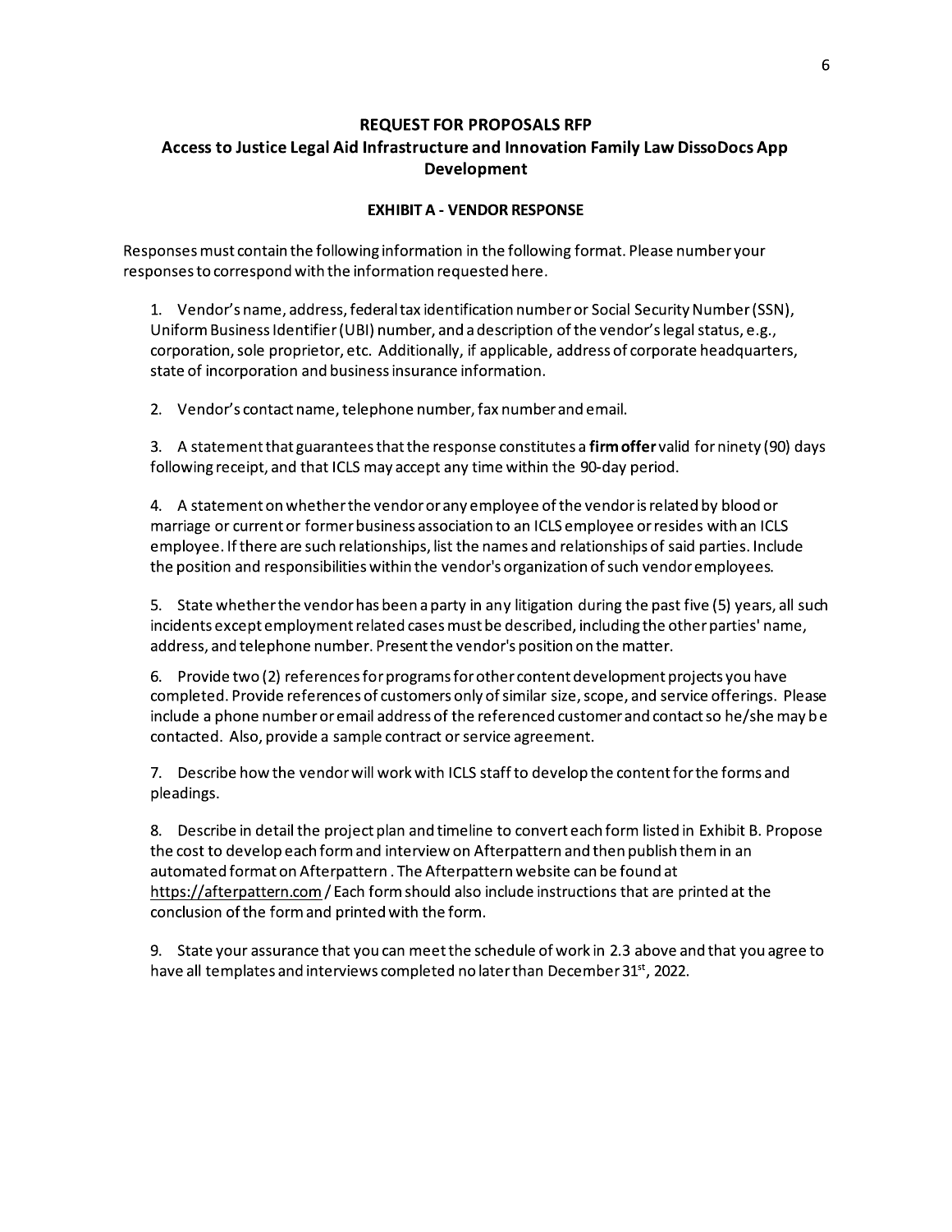## REQUEST FOR PROPOSALS RFP

## Access to Justice Legal Aid Infrastructure and Innovation Family Law DissoDocs App Development

### EXHIBIT A - VENDOR RESPONSE

Responses must contain the following information in the following format. Please number your responses to correspond with the information requested here.

1. Vendor's name, address, federal tax identification number or Social Security Number (SSN), Uniform Business Identifier (UBI) number, and a description of the vendor's legal status, e.g., corporation, sole proprietor, etc. Additionally, if applicable, address of corporate headquarters, state of incorporation and business insurance information.

2. Vendor's contact name, telephone number, fax number and email.

3. A statement that guarantees that the response constitutes a **firm offer** valid for ninety (90) days following receipt, and that ICLS may accept any time within the 90-day period.

4. A statement on whether the vendor or any employee of the vendor is related by blood or marriage or current or former business association to an ICLS employee or resides with an ICLS employee. If there are such relationships, list the names and relationships of said parties. Include the position and responsibilities within the vendor's organization of such vendor employees.

5. State whether the vendor has been a party in any litigation during the past five (5) years, all such incidents except employment related cases must be described, including the other parties' name, address, and telephone number. Present the vendor's position on the matter.

6. Provide two (2) references for programs for other content development projects you have completed. Provide references of customers only of similar size, scope, and service offerings. Please include a phone number or email address of the referenced customer and contact so he/she may be contacted. Also, provide a sample contract or service agreement.

7. Describe how the vendor will work with ICLS staff to develop the content for the forms and pleadings.

8. Describe in detail the project plan and timeline to convert each form listed in Exhibit B. Propose the cost to develop each form and interview on Afterpattern and then publish them in an automated format on Afterpattern . The Afterpattern website can be found at https://afterpattern.com / Each form should also include instructions that are printed at the conclusion of the form and printed with the form.

9. State your assurance that you can meet the schedule of work in 2.3 above and that you agree to have all templates and interviews completed no later than December 31st, 2022.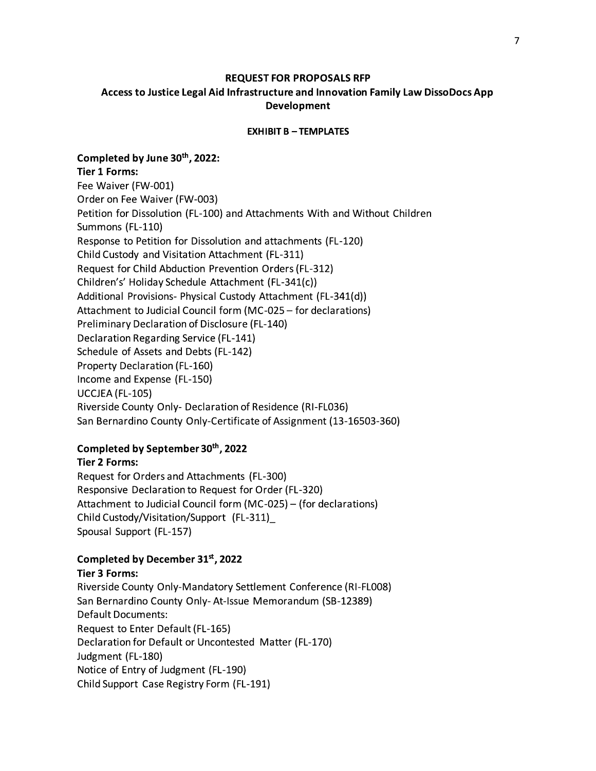## REQUEST FOR PROPOSALS RFP

## Access to Justice Legal Aid Infrastructure and Innovation Family Law DissoDocs App Development

### EXHIBIT B – TEMPLATES

**Completed by June 30th, 2022:**

**Tier 1 Forms:**

Fee Waiver (FW-001)
Order on Fee Waiver (FW-003)
Petition for Dissolution (FL-100) and Attachments With and Without Children
Summons (FL-110)
Response to Petition for Dissolution and attachments (FL-120)
Child Custody and Visitation Attachment (FL-311)
Request for Child Abduction Prevention Orders (FL-312)
Childrens' Holiday Schedule Attachment (FL-341(c))
Additional Provisions- Physical Custody Attachment (FL-341(d))
Attachment to Judicial Council form (MC-025 – for declarations)
Preliminary Declaration of Disclosure (FL-140)
Declaration Regarding Service (FL-141)
Schedule of Assets and Debts (FL-142)
Property Declaration (FL-160)
Income and Expense (FL-150)
UCCJEA (FL-105)
Riverside County Only- Declaration of Residence (RI-FL036)
San Bernardino County Only-Certificate of Assignment (13-16503-360)

**Completed by September 30th, 2022**

**Tier 2 Forms:**

Request for Orders and Attachments (FL-300)
Responsive Declaration to Request for Order (FL-320)
Attachment to Judicial Council form (MC-025) – (for declarations)
Child Custody/Visitation/Support (FL-311)_
Spousal Support (FL-157)

**Completed by December 31st, 2022**

**Tier 3 Forms:**

Riverside County Only-Mandatory Settlement Conference (RI-FL008)
San Bernardino County Only- At-Issue Memorandum (SB-12389)
Default Documents:
Request to Enter Default (FL-165)
Declaration for Default or Uncontested Matter (FL-170)
Judgment (FL-180)
Notice of Entry of Judgment (FL-190)
Child Support Case Registry Form (FL-191)